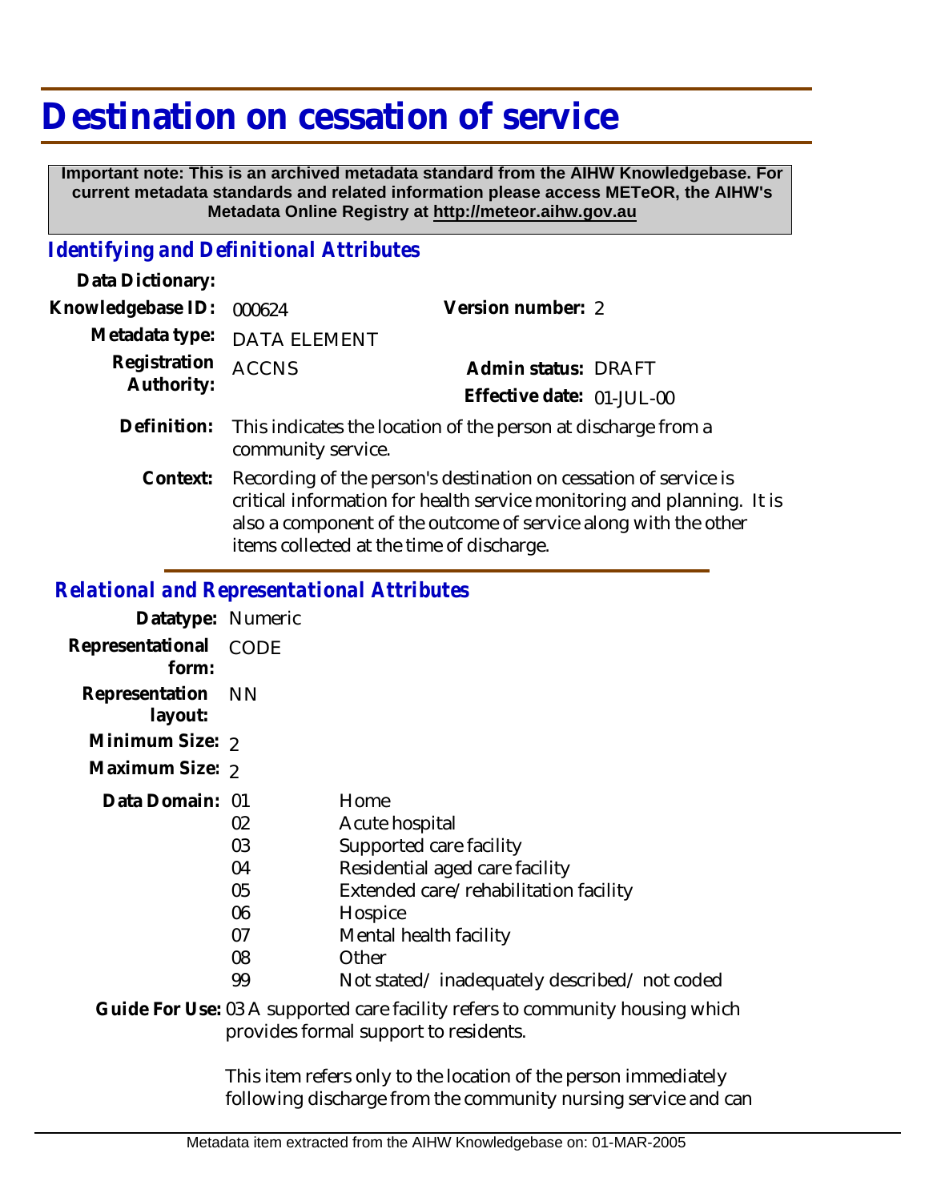# Destination on cessation of service

**Important note: This is an archived metadata standard from the AIHW Knowledgebase. For current metadata standards and related information please access METeOR, the AIHW's Metadata Online Registry at http://meteor.aihw.gov.au**

## Identifying and Definitional Attributes

**Data Dictionary:**

**Knowledgebase ID:** 000624

**Version number:** 2

**Metadata type:** DATA ELEMENT

**Registration Authority:** ACCNS

**Admin status:** DRAFT

**Effective date:** 01-JUL-00

**Definition:** This indicates the location of the person at discharge from a community service.

**Context:** Recording of the person's destination on cessation of service is critical information for health service monitoring and planning. It is also a component of the outcome of service along with the other items collected at the time of discharge.

## Relational and Representational Attributes

**Datatype:** Numeric

**Representational form:** CODE

**Representation layout:** NN

**Minimum Size:** 2

**Maximum Size:** 2

**Data Domain:**

| Code | Description |
|---|---|
| 01 | Home |
| 02 | Acute hospital |
| 03 | Supported care facility |
| 04 | Residential aged care facility |
| 05 | Extended care/rehabilitation facility |
| 06 | Hospice |
| 07 | Mental health facility |
| 08 | Other |
| 99 | Not stated/ inadequately described/ not coded |

**Guide For Use:** 03 A supported care facility refers to community housing which provides formal support to residents.

This item refers only to the location of the person immediately following discharge from the community nursing service and can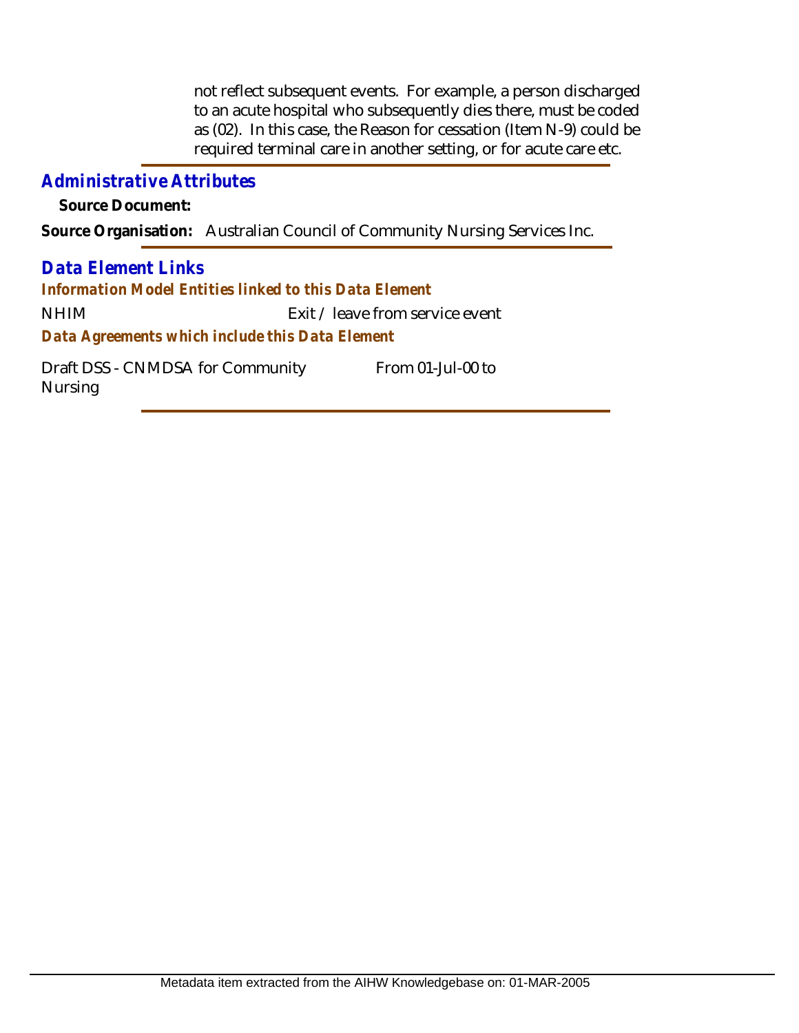not reflect subsequent events. For example, a person discharged to an acute hospital who subsequently dies there, must be coded as (02). In this case, the Reason for cessation (Item N-9) could be required terminal care in another setting, or for acute care etc.

## Administrative Attributes

**Source Document:**

**Source Organisation:** Australian Council of Community Nursing Services Inc.

## Data Element Links

### Information Model Entities linked to this Data Element

| | |
|---|---|
| NHIM | Exit / leave from service event |

### Data Agreements which include this Data Element

| | |
|---|---|
| Draft DSS - CNMDSA for Community Nursing | From 01-Jul-00 to |

Metadata item extracted from the AIHW Knowledgebase on: 01-MAR-2005